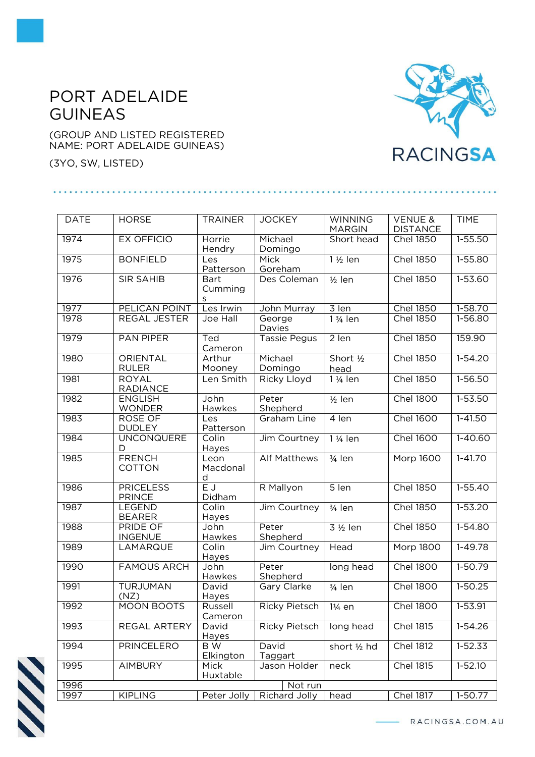# PORT ADELAIDE GUINEAS

(GROUP AND LISTED REGISTERED NAME: PORT ADELAIDE GUINEAS)

(3YO, SW, LISTED)

| DATE | HORSE | TRAINER | JOCKEY | WINNING MARGIN | VENUE & DISTANCE | TIME |
|---|---|---|---|---|---|---|
| 1974 | EX OFFICIO | Horrie Hendry | Michael Domingo | Short head | Chel 1850 | 1-55.50 |
| 1975 | BONFIELD | Les Patterson | Mick Goreham | 1 ½ len | Chel 1850 | 1-55.80 |
| 1976 | SIR SAHIB | Bart Cummings | Des Coleman | ½ len | Chel 1850 | 1-53.60 |
| 1977 | PELICAN POINT | Les Irwin | John Murray | 3 len | Chel 1850 | 1-58.70 |
| 1978 | REGAL JESTER | Joe Hall | George Davies | 1 ¾ len | Chel 1850 | 1-56.80 |
| 1979 | PAN PIPER | Ted Cameron | Tassie Pegus | 2 len | Chel 1850 | 159.90 |
| 1980 | ORIENTAL RULER | Arthur Mooney | Michael Domingo | Short ½ head | Chel 1850 | 1-54.20 |
| 1981 | ROYAL RADIANCE | Len Smith | Ricky Lloyd | 1 ¼ len | Chel 1850 | 1-56.50 |
| 1982 | ENGLISH WONDER | John Hawkes | Peter Shepherd | ½ len | Chel 1800 | 1-53.50 |
| 1983 | ROSE OF DUDLEY | Les Patterson | Graham Line | 4 len | Chel 1600 | 1-41.50 |
| 1984 | UNCONQUERED | Colin Hayes | Jim Courtney | 1 ¼ len | Chel 1600 | 1-40.60 |
| 1985 | FRENCH COTTON | Leon Macdonald | Alf Matthews | ¾ len | Morp 1600 | 1-41.70 |
| 1986 | PRICELESS PRINCE | E J Didham | R Mallyon | 5 len | Chel 1850 | 1-55.40 |
| 1987 | LEGEND BEARER | Colin Hayes | Jim Courtney | ¾ len | Chel 1850 | 1-53.20 |
| 1988 | PRIDE OF INGENUE | John Hawkes | Peter Shepherd | 3 ½ len | Chel 1850 | 1-54.80 |
| 1989 | LAMARQUE | Colin Hayes | Jim Courtney | Head | Morp 1800 | 1-49.78 |
| 1990 | FAMOUS ARCH | John Hawkes | Peter Shepherd | long head | Chel 1800 | 1-50.79 |
| 1991 | TURJUMAN (NZ) | David Hayes | Gary Clarke | ¾ len | Chel 1800 | 1-50.25 |
| 1992 | MOON BOOTS | Russell Cameron | Ricky Pietsch | 1¼ en | Chel 1800 | 1-53.91 |
| 1993 | REGAL ARTERY | David Hayes | Ricky Pietsch | long head | Chel 1815 | 1-54.26 |
| 1994 | PRINCELERO | B W Elkington | David Taggart | short ½ hd | Chel 1812 | 1-52.33 |
| 1995 | AIMBURY | Mick Huxtable | Jason Holder | neck | Chel 1815 | 1-52.10 |
| 1996 | Not run | | | | | |
| 1997 | KIPLING | Peter Jolly | Richard Jolly | head | Chel 1817 | 1-50.77 |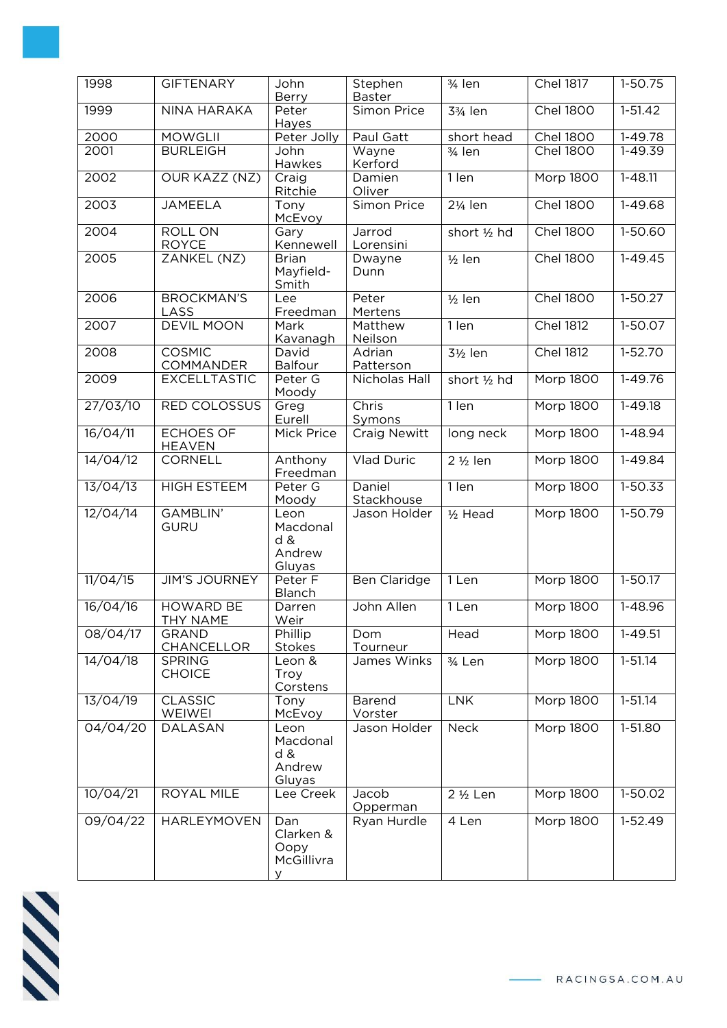| | | | | | | |
|---|---|---|---|---|---|---|
| 1998 | GIFTENARY | John Berry | Stephen Baster | ¾ len | Chel 1817 | 1-50.75 |
| 1999 | NINA HARAKA | Peter Hayes | Simon Price | 3¾ len | Chel 1800 | 1-51.42 |
| 2000 | MOWGLII | Peter Jolly | Paul Gatt | short head | Chel 1800 | 1-49.78 |
| 2001 | BURLEIGH | John Hawkes | Wayne Kerford | ¾ len | Chel 1800 | 1-49.39 |
| 2002 | OUR KAZZ (NZ) | Craig Ritchie | Damien Oliver | 1 len | Morp 1800 | 1-48.11 |
| 2003 | JAMEELA | Tony McEvoy | Simon Price | 2¼ len | Chel 1800 | 1-49.68 |
| 2004 | ROLL ON ROYCE | Gary Kennewell | Jarrod Lorensini | short ½ hd | Chel 1800 | 1-50.60 |
| 2005 | ZANKEL (NZ) | Brian Mayfield-Smith | Dwayne Dunn | ½ len | Chel 1800 | 1-49.45 |
| 2006 | BROCKMAN'S LASS | Lee Freedman | Peter Mertens | ½ len | Chel 1800 | 1-50.27 |
| 2007 | DEVIL MOON | Mark Kavanagh | Matthew Neilson | 1 len | Chel 1812 | 1-50.07 |
| 2008 | COSMIC COMMANDER | David Balfour | Adrian Patterson | 3½ len | Chel 1812 | 1-52.70 |
| 2009 | EXCELLTASTIC | Peter G Moody | Nicholas Hall | short ½ hd | Morp 1800 | 1-49.76 |
| 27/03/10 | RED COLOSSUS | Greg Eurell | Chris Symons | 1 len | Morp 1800 | 1-49.18 |
| 16/04/11 | ECHOES OF HEAVEN | Mick Price | Craig Newitt | long neck | Morp 1800 | 1-48.94 |
| 14/04/12 | CORNELL | Anthony Freedman | Vlad Duric | 2 ½ len | Morp 1800 | 1-49.84 |
| 13/04/13 | HIGH ESTEEM | Peter G Moody | Daniel Stackhouse | 1 len | Morp 1800 | 1-50.33 |
| 12/04/14 | GAMBLIN' GURU | Leon Macdonald & Andrew Gluyas | Jason Holder | ½ Head | Morp 1800 | 1-50.79 |
| 11/04/15 | JIM'S JOURNEY | Peter F Blanch | Ben Claridge | 1 Len | Morp 1800 | 1-50.17 |
| 16/04/16 | HOWARD BE THY NAME | Darren Weir | John Allen | 1 Len | Morp 1800 | 1-48.96 |
| 08/04/17 | GRAND CHANCELLOR | Phillip Stokes | Dom Tourneur | Head | Morp 1800 | 1-49.51 |
| 14/04/18 | SPRING CHOICE | Leon & Troy Corstens | James Winks | ¾ Len | Morp 1800 | 1-51.14 |
| 13/04/19 | CLASSIC WEIWEI | Tony McEvoy | Barend Vorster | LNK | Morp 1800 | 1-51.14 |
| 04/04/20 | DALASAN | Leon Macdonald & Andrew Gluyas | Jason Holder | Neck | Morp 1800 | 1-51.80 |
| 10/04/21 | ROYAL MILE | Lee Creek | Jacob Opperman | 2 ½ Len | Morp 1800 | 1-50.02 |
| 09/04/22 | HARLEYMOVEN | Dan Clarken & Oopy McGillivray | Ryan Hurdle | 4 Len | Morp 1800 | 1-52.49 |